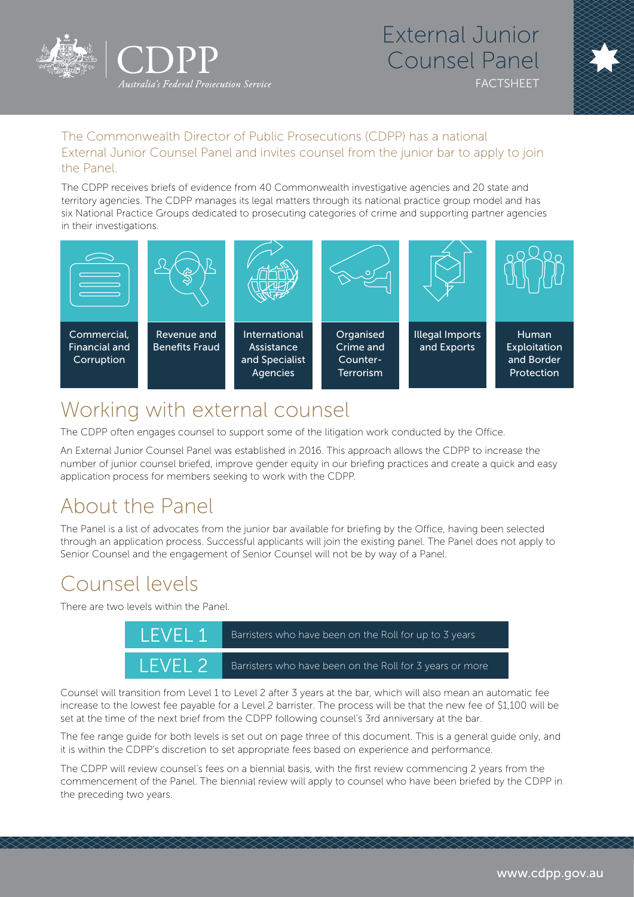CDPP

*Australia's Federal Prosecution Service*

# External Junior Counsel Panel

FACTSHEET

The Commonwealth Director of Public Prosecutions (CDPP) has a national External Junior Counsel Panel and invites counsel from the junior bar to apply to join the Panel.

The CDPP receives briefs of evidence from 40 Commonwealth investigative agencies and 20 state and territory agencies. The CDPP manages its legal matters through its national practice group model and has six National Practice Groups dedicated to prosecuting categories of crime and supporting partner agencies in their investigations.

- Commercial, Financial and Corruption
- Revenue and Benefits Fraud
- International Assistance and Specialist Agencies
- Organised Crime and Counter-Terrorism
- Illegal Imports and Exports
- Human Exploitation and Border Protection

## Working with external counsel

The CDPP often engages counsel to support some of the litigation work conducted by the Office.

An External Junior Counsel Panel was established in 2016. This approach allows the CDPP to increase the number of junior counsel briefed, improve gender equity in our briefing practices and create a quick and easy application process for members seeking to work with the CDPP.

## About the Panel

The Panel is a list of advocates from the junior bar available for briefing by the Office, having been selected through an application process. Successful applicants will join the existing panel. The Panel does not apply to Senior Counsel and the engagement of Senior Counsel will not be by way of a Panel.

## Counsel levels

There are two levels within the Panel.

| Level | Description |
| --- | --- |
| LEVEL 1 | Barristers who have been on the Roll for up to 3 years |
| LEVEL 2 | Barristers who have been on the Roll for 3 years or more |

Counsel will transition from Level 1 to Level 2 after 3 years at the bar, which will also mean an automatic fee increase to the lowest fee payable for a Level 2 barrister. The process will be that the new fee of $1,100 will be set at the time of the next brief from the CDPP following counsel's 3rd anniversary at the bar.

The fee range guide for both levels is set out on page three of this document. This is a general guide only, and it is within the CDPP's discretion to set appropriate fees based on experience and performance.

The CDPP will review counsel's fees on a biennial basis, with the first review commencing 2 years from the commencement of the Panel. The biennial review will apply to counsel who have been briefed by the CDPP in the preceding two years.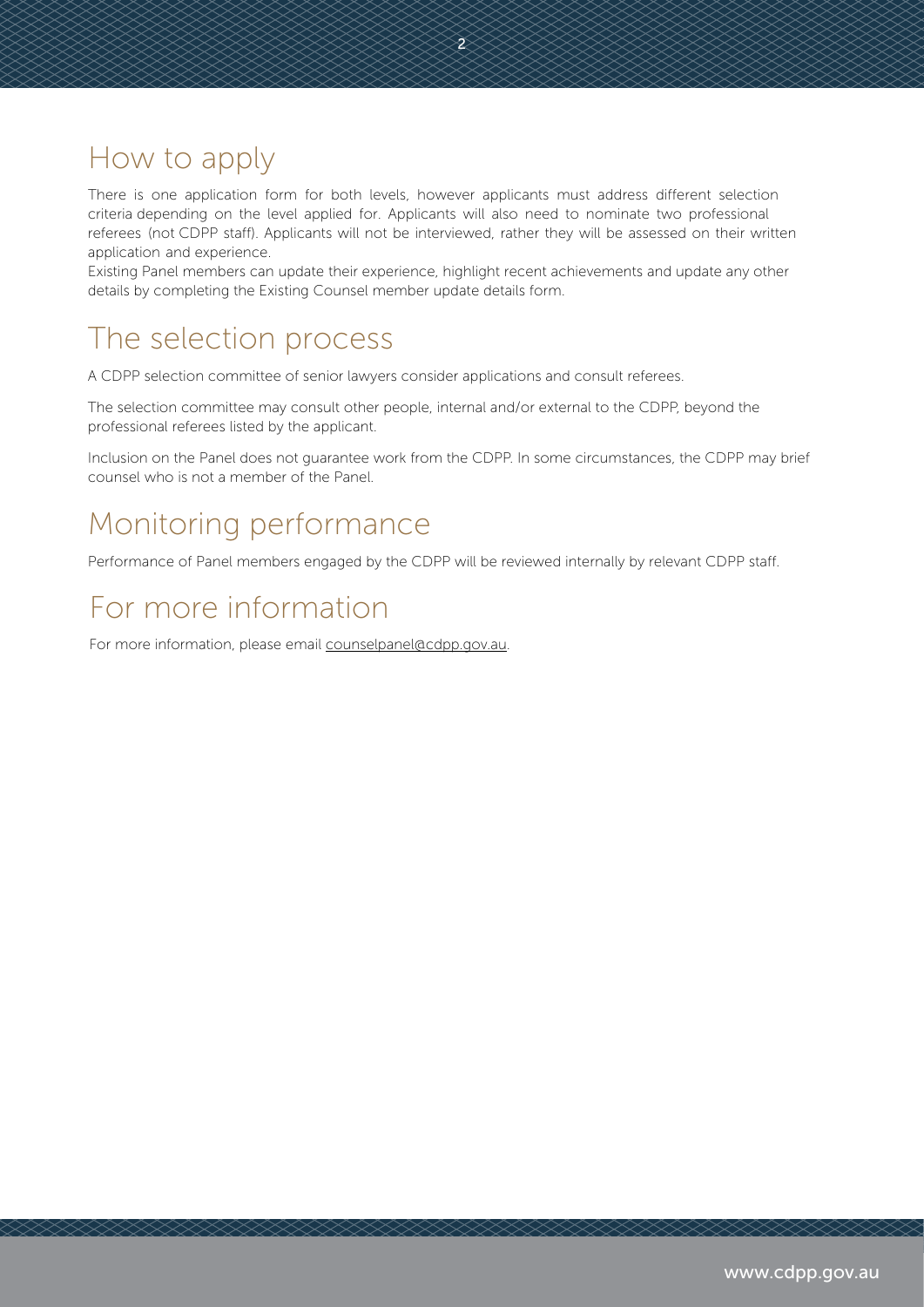## How to apply

There is one application form for both levels, however applicants must address different selection criteria depending on the level applied for. Applicants will also need to nominate two professional referees (not CDPP staff). Applicants will not be interviewed, rather they will be assessed on their written application and experience.

Existing Panel members can update their experience, highlight recent achievements and update any other details by completing the Existing Counsel member update details form.

## The selection process

A CDPP selection committee of senior lawyers consider applications and consult referees.

The selection committee may consult other people, internal and/or external to the CDPP, beyond the professional referees listed by the applicant.

Inclusion on the Panel does not guarantee work from the CDPP. In some circumstances, the CDPP may brief counsel who is not a member of the Panel.

## Monitoring performance

Performance of Panel members engaged by the CDPP will be reviewed internally by relevant CDPP staff.

## For more information

For more information, please email counselpanel@cdpp.gov.au.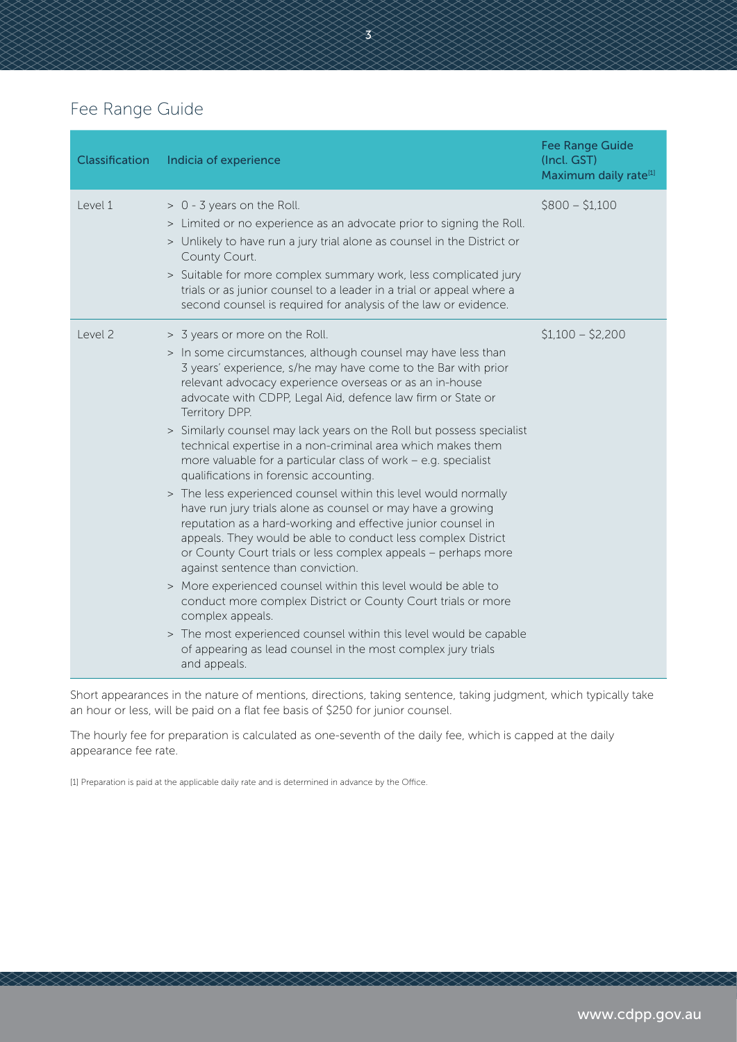## Fee Range Guide

| Classification | Indicia of experience | Fee Range Guide (Incl. GST) Maximum daily rate[1] |
|---|---|---|
| Level 1 | > 0 - 3 years on the Roll.<br>> Limited or no experience as an advocate prior to signing the Roll.<br>> Unlikely to have run a jury trial alone as counsel in the District or County Court.<br>> Suitable for more complex summary work, less complicated jury trials or as junior counsel to a leader in a trial or appeal where a second counsel is required for analysis of the law or evidence. | $800 – $1,100 |
| Level 2 | > 3 years or more on the Roll.<br>> In some circumstances, although counsel may have less than 3 years' experience, s/he may have come to the Bar with prior relevant advocacy experience overseas or as an in-house advocate with CDPP, Legal Aid, defence law firm or State or Territory DPP.<br>> Similarly counsel may lack years on the Roll but possess specialist technical expertise in a non-criminal area which makes them more valuable for a particular class of work – e.g. specialist qualifications in forensic accounting.<br>> The less experienced counsel within this level would normally have run jury trials alone as counsel or may have a growing reputation as a hard-working and effective junior counsel in appeals. They would be able to conduct less complex District or County Court trials or less complex appeals – perhaps more against sentence than conviction.<br>> More experienced counsel within this level would be able to conduct more complex District or County Court trials or more complex appeals.<br>> The most experienced counsel within this level would be capable of appearing as lead counsel in the most complex jury trials and appeals. | $1,100 – $2,200 |

Short appearances in the nature of mentions, directions, taking sentence, taking judgment, which typically take an hour or less, will be paid on a flat fee basis of $250 for junior counsel.

The hourly fee for preparation is calculated as one-seventh of the daily fee, which is capped at the daily appearance fee rate.

[1] Preparation is paid at the applicable daily rate and is determined in advance by the Office.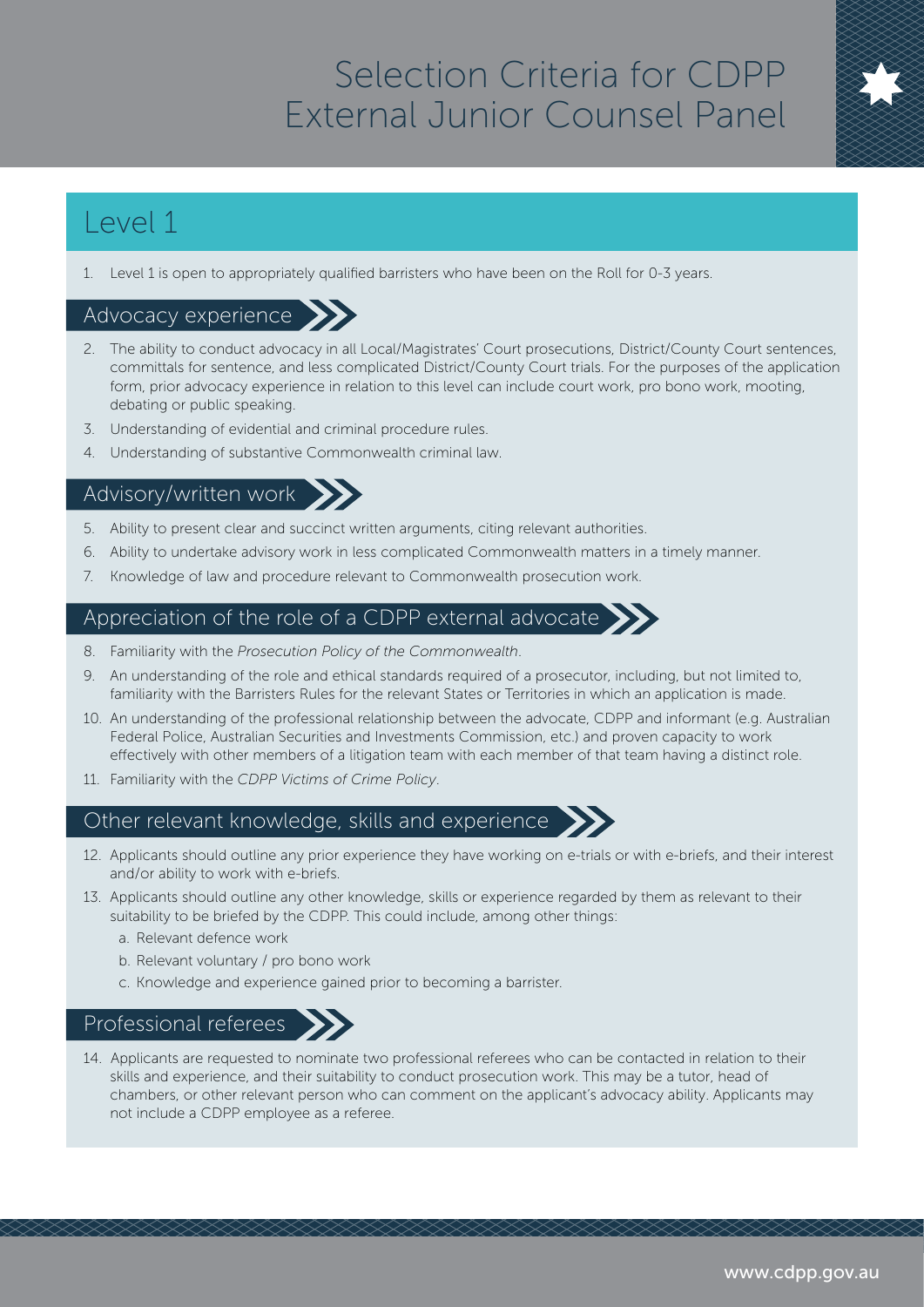# Selection Criteria for CDPP External Junior Counsel Panel

## Level 1

1. Level 1 is open to appropriately qualified barristers who have been on the Roll for 0-3 years.

### Advocacy experience

2. The ability to conduct advocacy in all Local/Magistrates' Court prosecutions, District/County Court sentences, committals for sentence, and less complicated District/County Court trials. For the purposes of the application form, prior advocacy experience in relation to this level can include court work, pro bono work, mooting, debating or public speaking.
3. Understanding of evidential and criminal procedure rules.
4. Understanding of substantive Commonwealth criminal law.

### Advisory/written work

5. Ability to present clear and succinct written arguments, citing relevant authorities.
6. Ability to undertake advisory work in less complicated Commonwealth matters in a timely manner.
7. Knowledge of law and procedure relevant to Commonwealth prosecution work.

### Appreciation of the role of a CDPP external advocate

8. Familiarity with the *Prosecution Policy of the Commonwealth*.
9. An understanding of the role and ethical standards required of a prosecutor, including, but not limited to, familiarity with the Barristers Rules for the relevant States or Territories in which an application is made.
10. An understanding of the professional relationship between the advocate, CDPP and informant (e.g. Australian Federal Police, Australian Securities and Investments Commission, etc.) and proven capacity to work effectively with other members of a litigation team with each member of that team having a distinct role.
11. Familiarity with the *CDPP Victims of Crime Policy*.

### Other relevant knowledge, skills and experience

12. Applicants should outline any prior experience they have working on e-trials or with e-briefs, and their interest and/or ability to work with e-briefs.
13. Applicants should outline any other knowledge, skills or experience regarded by them as relevant to their suitability to be briefed by the CDPP. This could include, among other things:
    a. Relevant defence work
    b. Relevant voluntary / pro bono work
    c. Knowledge and experience gained prior to becoming a barrister.

### Professional referees

14. Applicants are requested to nominate two professional referees who can be contacted in relation to their skills and experience, and their suitability to conduct prosecution work. This may be a tutor, head of chambers, or other relevant person who can comment on the applicant's advocacy ability. Applicants may not include a CDPP employee as a referee.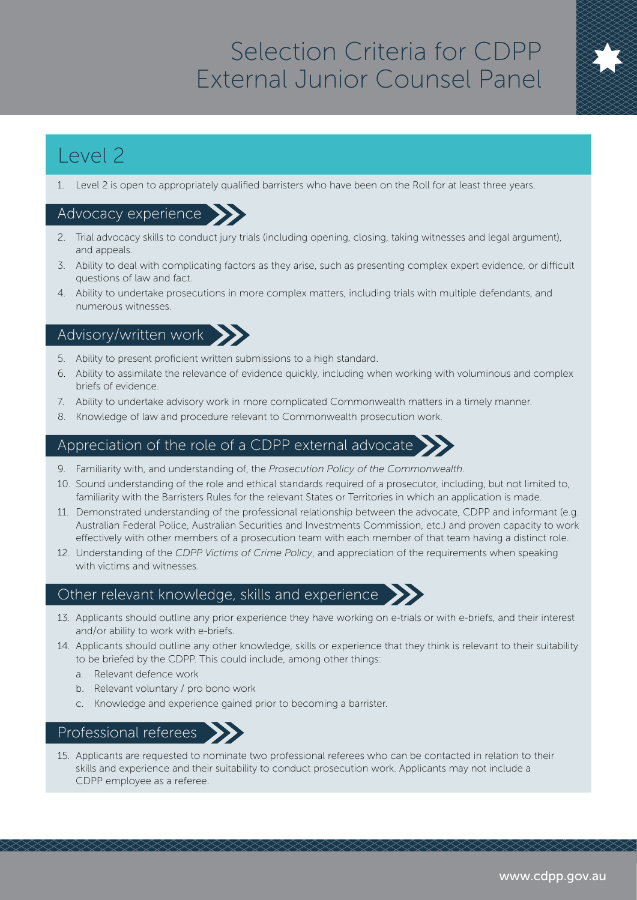# Selection Criteria for CDPP External Junior Counsel Panel

## Level 2

1. Level 2 is open to appropriately qualified barristers who have been on the Roll for at least three years.

### Advocacy experience

2. Trial advocacy skills to conduct jury trials (including opening, closing, taking witnesses and legal argument), and appeals.
3. Ability to deal with complicating factors as they arise, such as presenting complex expert evidence, or difficult questions of law and fact.
4. Ability to undertake prosecutions in more complex matters, including trials with multiple defendants, and numerous witnesses.

### Advisory/written work

5. Ability to present proficient written submissions to a high standard.
6. Ability to assimilate the relevance of evidence quickly, including when working with voluminous and complex briefs of evidence.
7. Ability to undertake advisory work in more complicated Commonwealth matters in a timely manner.
8. Knowledge of law and procedure relevant to Commonwealth prosecution work.

### Appreciation of the role of a CDPP external advocate

9. Familiarity with, and understanding of, the *Prosecution Policy of the Commonwealth*.
10. Sound understanding of the role and ethical standards required of a prosecutor, including, but not limited to, familiarity with the Barristers Rules for the relevant States or Territories in which an application is made.
11. Demonstrated understanding of the professional relationship between the advocate, CDPP and informant (e.g. Australian Federal Police, Australian Securities and Investments Commission, etc.) and proven capacity to work effectively with other members of a prosecution team with each member of that team having a distinct role.
12. Understanding of the *CDPP Victims of Crime Policy*, and appreciation of the requirements when speaking with victims and witnesses.

### Other relevant knowledge, skills and experience

13. Applicants should outline any prior experience they have working on e-trials or with e-briefs, and their interest and/or ability to work with e-briefs.
14. Applicants should outline any other knowledge, skills or experience that they think is relevant to their suitability to be briefed by the CDPP. This could include, among other things:
    a. Relevant defence work
    b. Relevant voluntary / pro bono work
    c. Knowledge and experience gained prior to becoming a barrister.

### Professional referees

15. Applicants are requested to nominate two professional referees who can be contacted in relation to their skills and experience and their suitability to conduct prosecution work. Applicants may not include a CDPP employee as a referee.

www.cdpp.gov.au